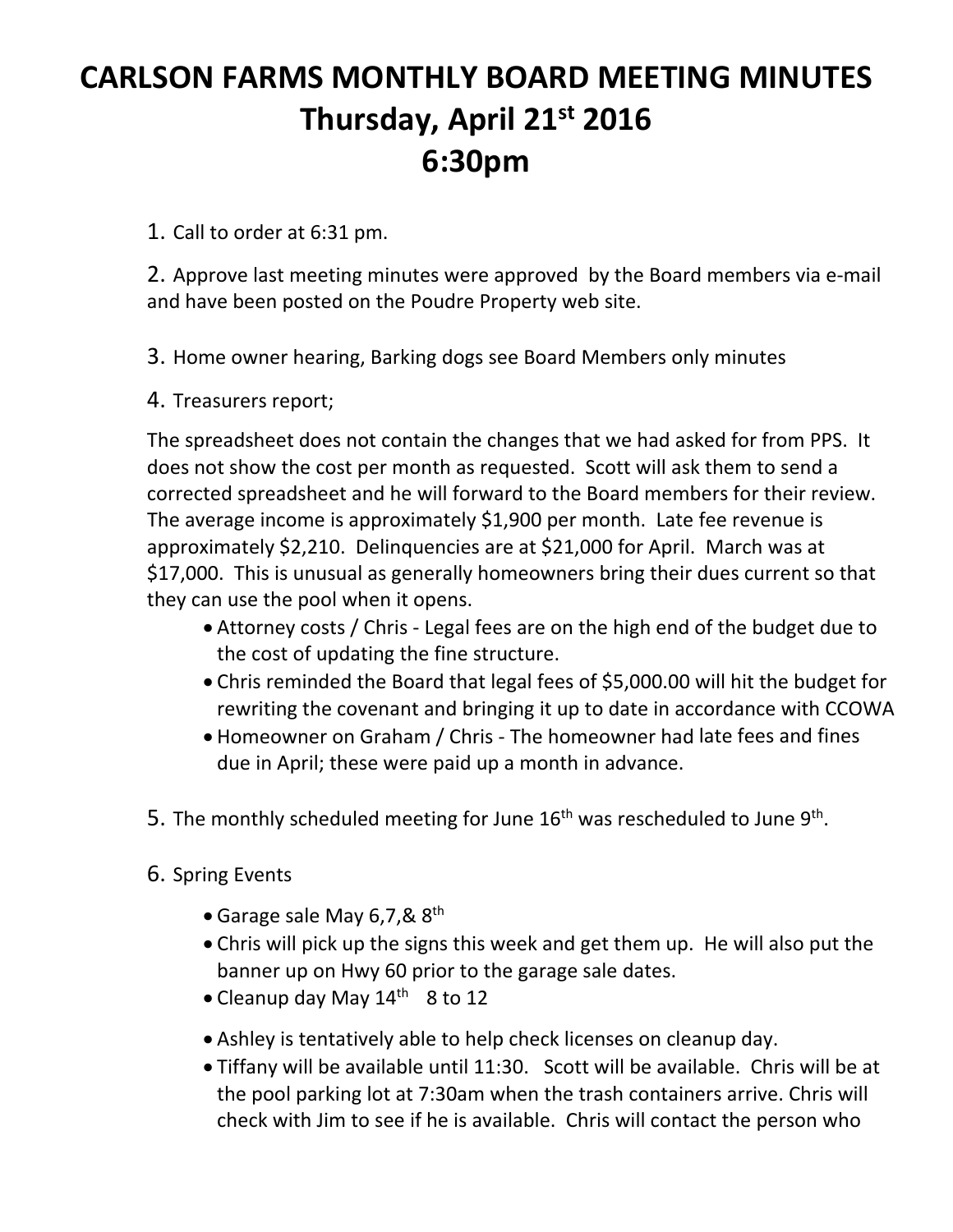# CARLSON FARMS MONTHLY BOARD MEETING MINUTES
# Thursday, April 21st 2016
# 6:30pm

1. Call to order at 6:31 pm.

2. Approve last meeting minutes were approved by the Board members via e-mail and have been posted on the Poudre Property web site.

3. Home owner hearing, Barking dogs see Board Members only minutes

4. Treasurers report;

The spreadsheet does not contain the changes that we had asked for from PPS. It does not show the cost per month as requested. Scott will ask them to send a corrected spreadsheet and he will forward to the Board members for their review. The average income is approximately $1,900 per month. Late fee revenue is approximately $2,210. Delinquencies are at $21,000 for April. March was at $17,000. This is unusual as generally homeowners bring their dues current so that they can use the pool when it opens.

- Attorney costs / Chris - Legal fees are on the high end of the budget due to the cost of updating the fine structure.
- Chris reminded the Board that legal fees of $5,000.00 will hit the budget for rewriting the covenant and bringing it up to date in accordance with CCOWA
- Homeowner on Graham / Chris - The homeowner had late fees and fines due in April; these were paid up a month in advance.

5. The monthly scheduled meeting for June 16th was rescheduled to June 9th.

6. Spring Events

- Garage sale May 6,7,& 8th
- Chris will pick up the signs this week and get them up. He will also put the banner up on Hwy 60 prior to the garage sale dates.
- Cleanup day May 14th 8 to 12
- Ashley is tentatively able to help check licenses on cleanup day.
- Tiffany will be available until 11:30. Scott will be available. Chris will be at the pool parking lot at 7:30am when the trash containers arrive. Chris will check with Jim to see if he is available. Chris will contact the person who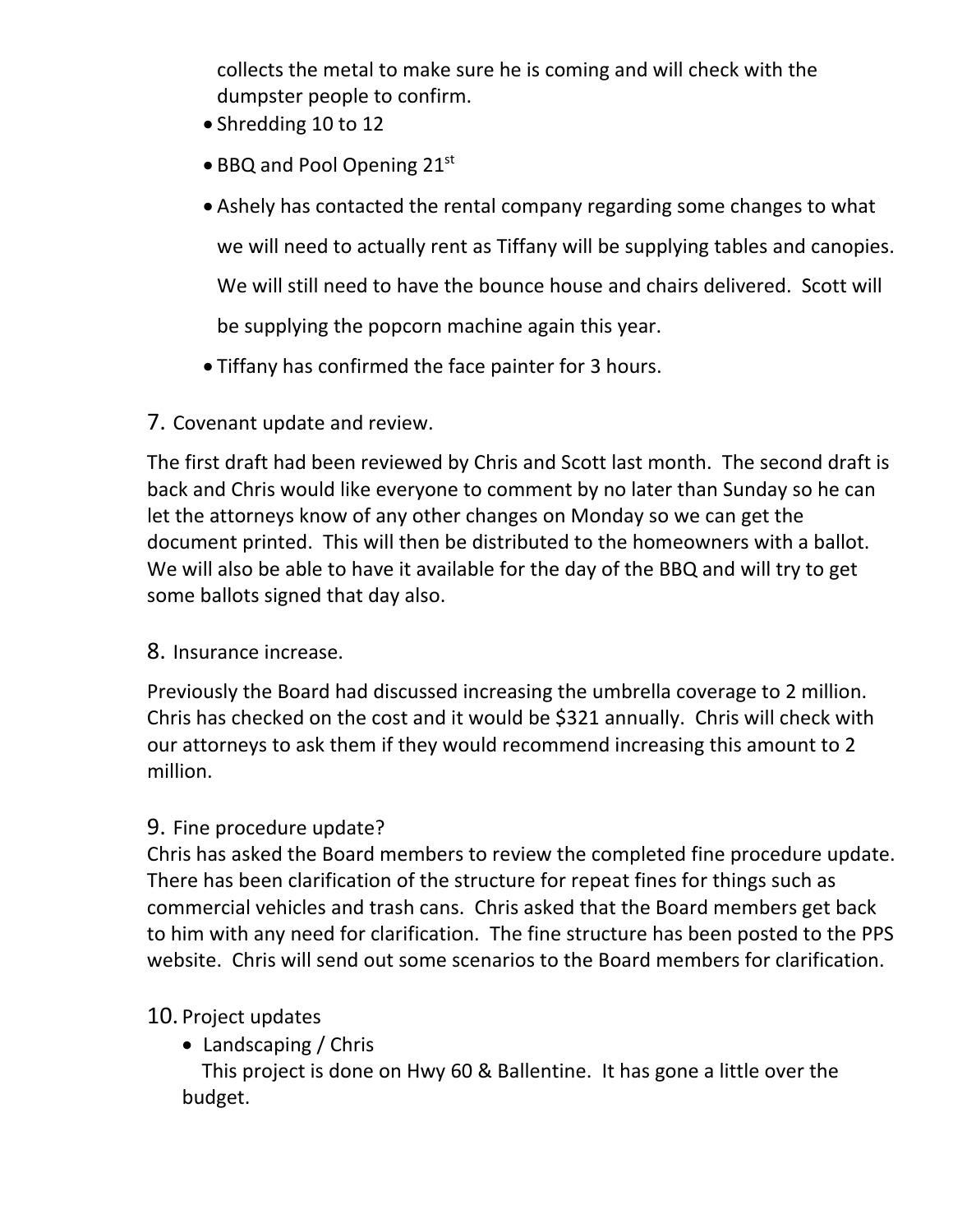collects the metal to make sure he is coming and will check with the dumpster people to confirm.

- Shredding 10 to 12
- BBQ and Pool Opening 21st
- Ashely has contacted the rental company regarding some changes to what we will need to actually rent as Tiffany will be supplying tables and canopies. We will still need to have the bounce house and chairs delivered. Scott will be supplying the popcorn machine again this year.
- Tiffany has confirmed the face painter for 3 hours.

7. Covenant update and review.

The first draft had been reviewed by Chris and Scott last month. The second draft is back and Chris would like everyone to comment by no later than Sunday so he can let the attorneys know of any other changes on Monday so we can get the document printed. This will then be distributed to the homeowners with a ballot. We will also be able to have it available for the day of the BBQ and will try to get some ballots signed that day also.

8. Insurance increase.

Previously the Board had discussed increasing the umbrella coverage to 2 million. Chris has checked on the cost and it would be $321 annually. Chris will check with our attorneys to ask them if they would recommend increasing this amount to 2 million.

9. Fine procedure update?

Chris has asked the Board members to review the completed fine procedure update. There has been clarification of the structure for repeat fines for things such as commercial vehicles and trash cans. Chris asked that the Board members get back to him with any need for clarification. The fine structure has been posted to the PPS website. Chris will send out some scenarios to the Board members for clarification.

10. Project updates

- Landscaping / Chris

  This project is done on Hwy 60 & Ballentine. It has gone a little over the budget.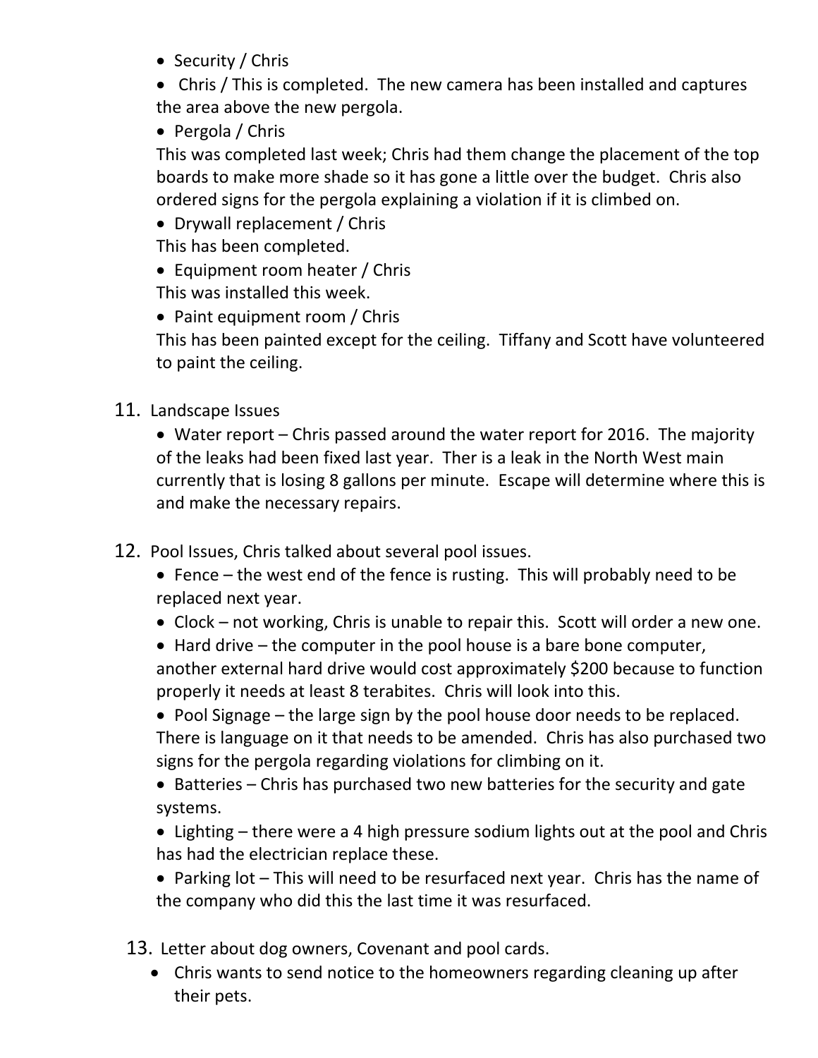- Security / Chris
- Chris / This is completed. The new camera has been installed and captures the area above the new pergola.
- Pergola / Chris

  This was completed last week; Chris had them change the placement of the top boards to make more shade so it has gone a little over the budget. Chris also ordered signs for the pergola explaining a violation if it is climbed on.
- Drywall replacement / Chris

  This has been completed.
- Equipment room heater / Chris

  This was installed this week.
- Paint equipment room / Chris

  This has been painted except for the ceiling. Tiffany and Scott have volunteered to paint the ceiling.

11. Landscape Issues
    - Water report – Chris passed around the water report for 2016. The majority of the leaks had been fixed last year. Ther is a leak in the North West main currently that is losing 8 gallons per minute. Escape will determine where this is and make the necessary repairs.

12. Pool Issues, Chris talked about several pool issues.
    - Fence – the west end of the fence is rusting. This will probably need to be replaced next year.
    - Clock – not working, Chris is unable to repair this. Scott will order a new one.
    - Hard drive – the computer in the pool house is a bare bone computer, another external hard drive would cost approximately $200 because to function properly it needs at least 8 terabites. Chris will look into this.
    - Pool Signage – the large sign by the pool house door needs to be replaced. There is language on it that needs to be amended. Chris has also purchased two signs for the pergola regarding violations for climbing on it.
    - Batteries – Chris has purchased two new batteries for the security and gate systems.
    - Lighting – there were a 4 high pressure sodium lights out at the pool and Chris has had the electrician replace these.
    - Parking lot – This will need to be resurfaced next year. Chris has the name of the company who did this the last time it was resurfaced.

13. Letter about dog owners, Covenant and pool cards.
    - Chris wants to send notice to the homeowners regarding cleaning up after their pets.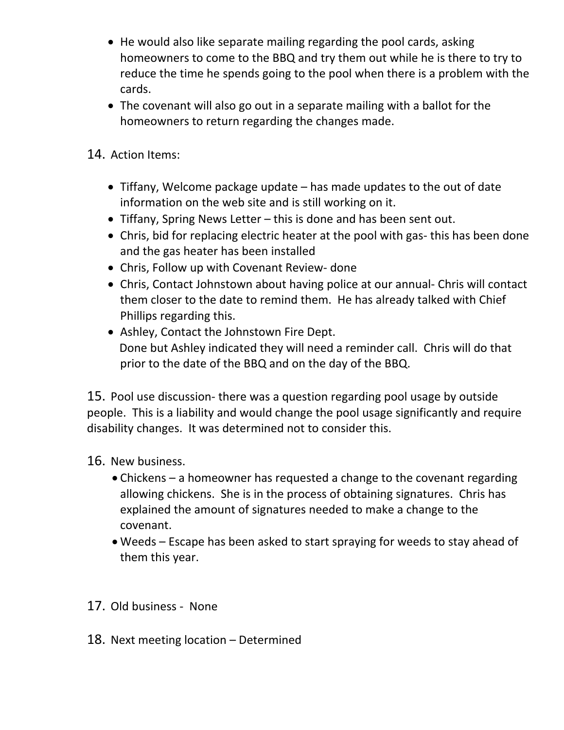- He would also like separate mailing regarding the pool cards, asking homeowners to come to the BBQ and try them out while he is there to try to reduce the time he spends going to the pool when there is a problem with the cards.
- The covenant will also go out in a separate mailing with a ballot for the homeowners to return regarding the changes made.

14. Action Items:

- Tiffany, Welcome package update – has made updates to the out of date information on the web site and is still working on it.
- Tiffany, Spring News Letter – this is done and has been sent out.
- Chris, bid for replacing electric heater at the pool with gas- this has been done and the gas heater has been installed
- Chris, Follow up with Covenant Review- done
- Chris, Contact Johnstown about having police at our annual- Chris will contact them closer to the date to remind them. He has already talked with Chief Phillips regarding this.
- Ashley, Contact the Johnstown Fire Dept.
  Done but Ashley indicated they will need a reminder call. Chris will do that prior to the date of the BBQ and on the day of the BBQ.

15. Pool use discussion- there was a question regarding pool usage by outside people. This is a liability and would change the pool usage significantly and require disability changes. It was determined not to consider this.

16. New business.
    - Chickens – a homeowner has requested a change to the covenant regarding allowing chickens. She is in the process of obtaining signatures. Chris has explained the amount of signatures needed to make a change to the covenant.
    - Weeds – Escape has been asked to start spraying for weeds to stay ahead of them this year.

17. Old business - None

18. Next meeting location – Determined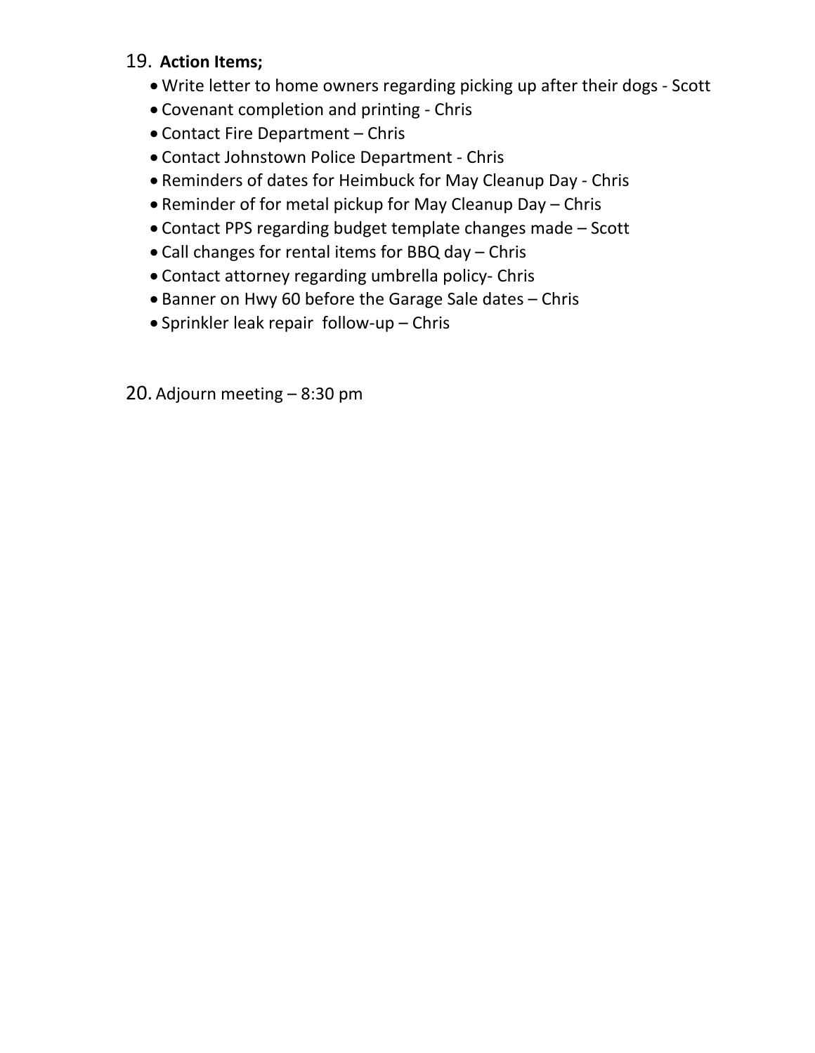19. **Action Items;**
    - Write letter to home owners regarding picking up after their dogs - Scott
    - Covenant completion and printing - Chris
    - Contact Fire Department – Chris
    - Contact Johnstown Police Department - Chris
    - Reminders of dates for Heimbuck for May Cleanup Day - Chris
    - Reminder of for metal pickup for May Cleanup Day – Chris
    - Contact PPS regarding budget template changes made – Scott
    - Call changes for rental items for BBQ day – Chris
    - Contact attorney regarding umbrella policy- Chris
    - Banner on Hwy 60 before the Garage Sale dates – Chris
    - Sprinkler leak repair follow-up – Chris

20. Adjourn meeting – 8:30 pm